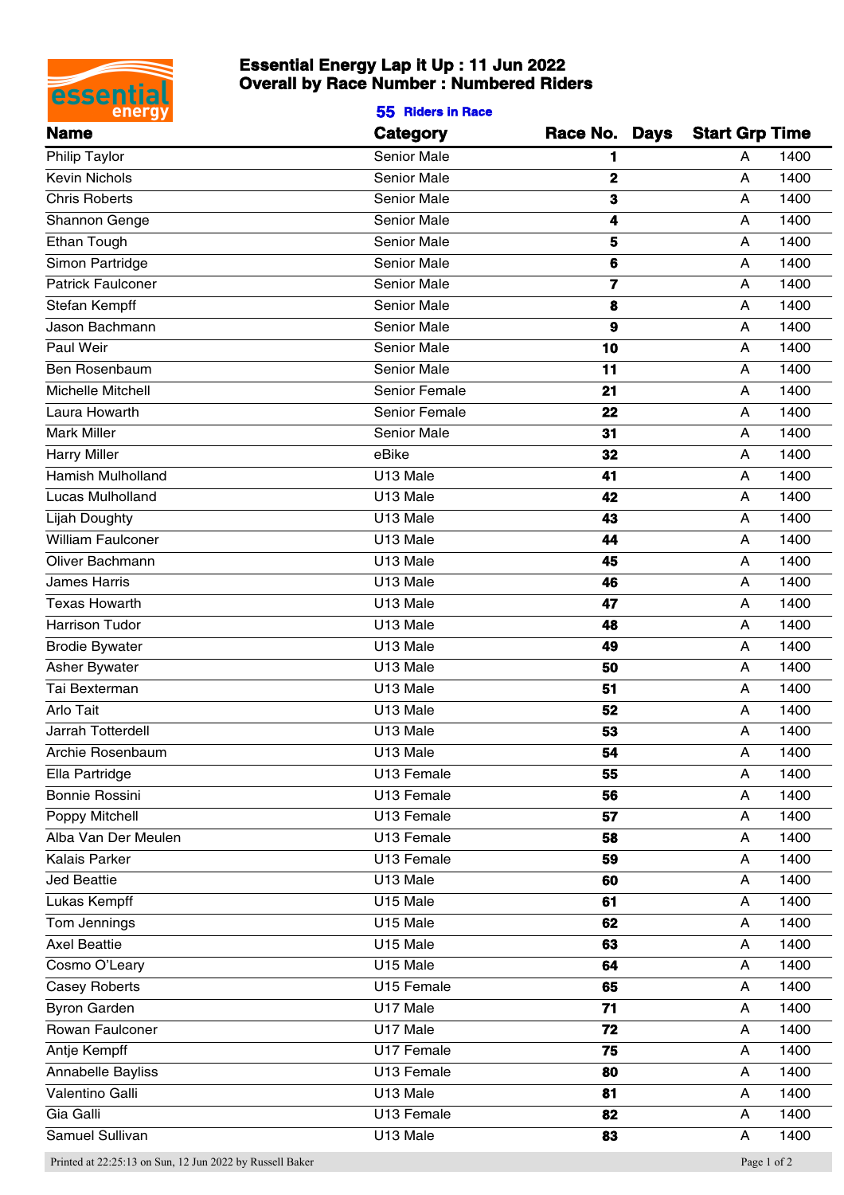# Essential Energy Lap it Up : 11 Jun 2022
## Overall by Race Number : Numbered Riders

**55 Riders in Race**

| Name | Category | Race No. | Days | Start Grp | Time |
|---|---|---|---|---|---|
| Philip Taylor | Senior Male | **1** | | A | 1400 |
| Kevin Nichols | Senior Male | **2** | | A | 1400 |
| Chris Roberts | Senior Male | **3** | | A | 1400 |
| Shannon Genge | Senior Male | **4** | | A | 1400 |
| Ethan Tough | Senior Male | **5** | | A | 1400 |
| Simon Partridge | Senior Male | **6** | | A | 1400 |
| Patrick Faulconer | Senior Male | **7** | | A | 1400 |
| Stefan Kempff | Senior Male | **8** | | A | 1400 |
| Jason Bachmann | Senior Male | **9** | | A | 1400 |
| Paul Weir | Senior Male | **10** | | A | 1400 |
| Ben Rosenbaum | Senior Male | **11** | | A | 1400 |
| Michelle Mitchell | Senior Female | **21** | | A | 1400 |
| Laura Howarth | Senior Female | **22** | | A | 1400 |
| Mark Miller | Senior Male | **31** | | A | 1400 |
| Harry Miller | eBike | **32** | | A | 1400 |
| Hamish Mulholland | U13 Male | **41** | | A | 1400 |
| Lucas Mulholland | U13 Male | **42** | | A | 1400 |
| Lijah Doughty | U13 Male | **43** | | A | 1400 |
| William Faulconer | U13 Male | **44** | | A | 1400 |
| Oliver Bachmann | U13 Male | **45** | | A | 1400 |
| James Harris | U13 Male | **46** | | A | 1400 |
| Texas Howarth | U13 Male | **47** | | A | 1400 |
| Harrison Tudor | U13 Male | **48** | | A | 1400 |
| Brodie Bywater | U13 Male | **49** | | A | 1400 |
| Asher Bywater | U13 Male | **50** | | A | 1400 |
| Tai Bexterman | U13 Male | **51** | | A | 1400 |
| Arlo Tait | U13 Male | **52** | | A | 1400 |
| Jarrah Totterdell | U13 Male | **53** | | A | 1400 |
| Archie Rosenbaum | U13 Male | **54** | | A | 1400 |
| Ella Partridge | U13 Female | **55** | | A | 1400 |
| Bonnie Rossini | U13 Female | **56** | | A | 1400 |
| Poppy Mitchell | U13 Female | **57** | | A | 1400 |
| Alba Van Der Meulen | U13 Female | **58** | | A | 1400 |
| Kalais Parker | U13 Female | **59** | | A | 1400 |
| Jed Beattie | U13 Male | **60** | | A | 1400 |
| Lukas Kempff | U15 Male | **61** | | A | 1400 |
| Tom Jennings | U15 Male | **62** | | A | 1400 |
| Axel Beattie | U15 Male | **63** | | A | 1400 |
| Cosmo O'Leary | U15 Male | **64** | | A | 1400 |
| Casey Roberts | U15 Female | **65** | | A | 1400 |
| Byron Garden | U17 Male | **71** | | A | 1400 |
| Rowan Faulconer | U17 Male | **72** | | A | 1400 |
| Antje Kempff | U17 Female | **75** | | A | 1400 |
| Annabelle Bayliss | U13 Female | **80** | | A | 1400 |
| Valentino Galli | U13 Male | **81** | | A | 1400 |
| Gia Galli | U13 Female | **82** | | A | 1400 |
| Samuel Sullivan | U13 Male | **83** | | A | 1400 |

Printed at 22:25:13 on Sun, 12 Jun 2022 by Russell Baker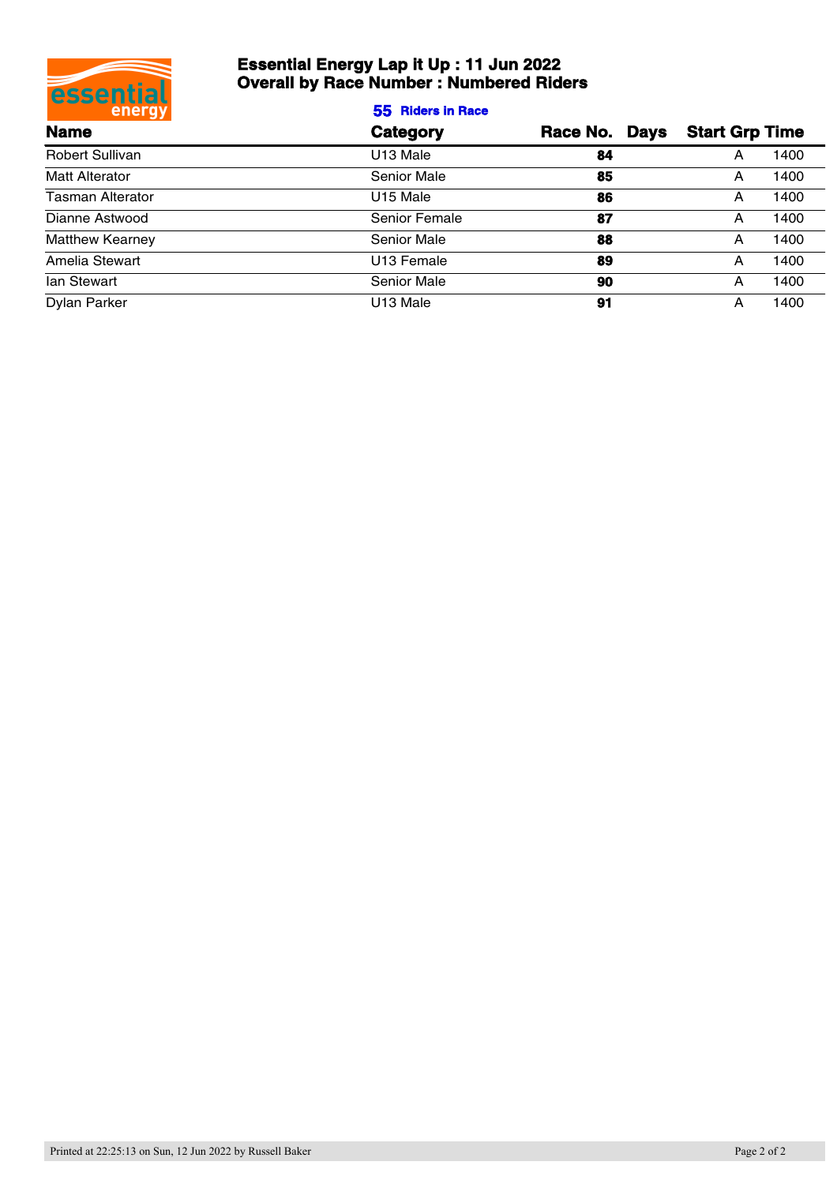# Essential Energy Lap it Up : 11 Jun 2022
## Overall by Race Number : Numbered Riders

**55 Riders in Race**

| Name | Category | Race No. | Days | Start Grp | Time |
|---|---|---|---|---|---|
| Robert Sullivan | U13 Male | **84** | | A | 1400 |
| Matt Alterator | Senior Male | **85** | | A | 1400 |
| Tasman Alterator | U15 Male | **86** | | A | 1400 |
| Dianne Astwood | Senior Female | **87** | | A | 1400 |
| Matthew Kearney | Senior Male | **88** | | A | 1400 |
| Amelia Stewart | U13 Female | **89** | | A | 1400 |
| Ian Stewart | Senior Male | **90** | | A | 1400 |
| Dylan Parker | U13 Male | **91** | | A | 1400 |

Printed at 22:25:13 on Sun, 12 Jun 2022 by Russell Baker